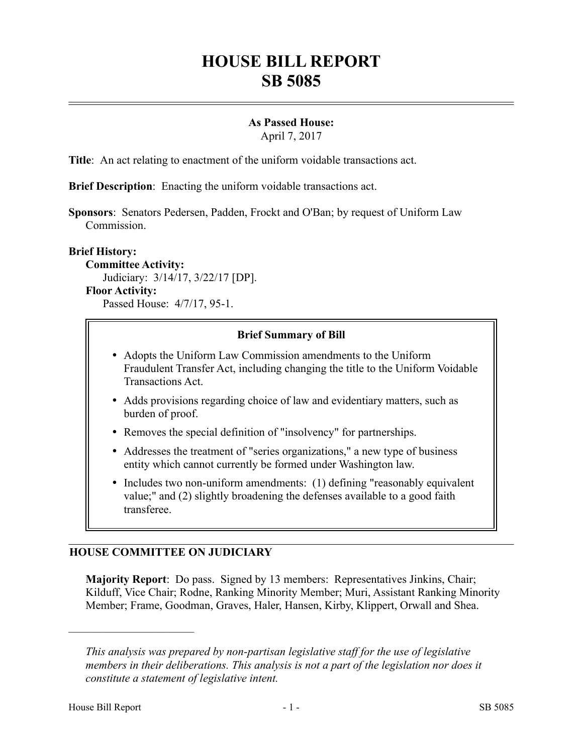# HOUSE BILL REPORT
# SB 5085

**As Passed House:**
April 7, 2017

**Title**: An act relating to enactment of the uniform voidable transactions act.

**Brief Description**: Enacting the uniform voidable transactions act.

**Sponsors**: Senators Pedersen, Padden, Frockt and O'Ban; by request of Uniform Law Commission.

**Brief History:**

**Committee Activity:**
Judiciary: 3/14/17, 3/22/17 [DP].

**Floor Activity:**
Passed House: 4/7/17, 95-1.

**Brief Summary of Bill**

- Adopts the Uniform Law Commission amendments to the Uniform Fraudulent Transfer Act, including changing the title to the Uniform Voidable Transactions Act.
- Adds provisions regarding choice of law and evidentiary matters, such as burden of proof.
- Removes the special definition of "insolvency" for partnerships.
- Addresses the treatment of "series organizations," a new type of business entity which cannot currently be formed under Washington law.
- Includes two non-uniform amendments: (1) defining "reasonably equivalent value;" and (2) slightly broadening the defenses available to a good faith transferee.

## HOUSE COMMITTEE ON JUDICIARY

**Majority Report**: Do pass. Signed by 13 members: Representatives Jinkins, Chair; Kilduff, Vice Chair; Rodne, Ranking Minority Member; Muri, Assistant Ranking Minority Member; Frame, Goodman, Graves, Haler, Hansen, Kirby, Klippert, Orwall and Shea.

---

*This analysis was prepared by non-partisan legislative staff for the use of legislative members in their deliberations. This analysis is not a part of the legislation nor does it constitute a statement of legislative intent.*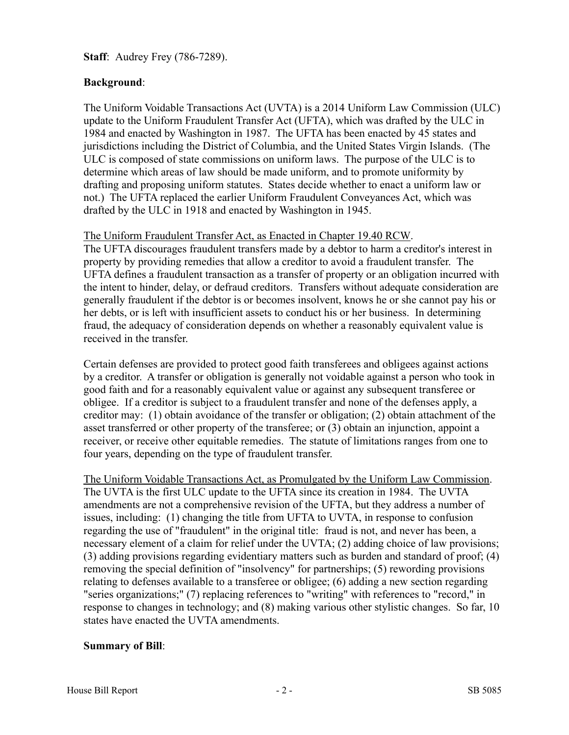**Staff**: Audrey Frey (786-7289).

**Background**:

The Uniform Voidable Transactions Act (UVTA) is a 2014 Uniform Law Commission (ULC) update to the Uniform Fraudulent Transfer Act (UFTA), which was drafted by the ULC in 1984 and enacted by Washington in 1987. The UFTA has been enacted by 45 states and jurisdictions including the District of Columbia, and the United States Virgin Islands. (The ULC is composed of state commissions on uniform laws. The purpose of the ULC is to determine which areas of law should be made uniform, and to promote uniformity by drafting and proposing uniform statutes. States decide whether to enact a uniform law or not.) The UFTA replaced the earlier Uniform Fraudulent Conveyances Act, which was drafted by the ULC in 1918 and enacted by Washington in 1945.

The Uniform Fraudulent Transfer Act, as Enacted in Chapter 19.40 RCW.
The UFTA discourages fraudulent transfers made by a debtor to harm a creditor's interest in property by providing remedies that allow a creditor to avoid a fraudulent transfer. The UFTA defines a fraudulent transaction as a transfer of property or an obligation incurred with the intent to hinder, delay, or defraud creditors. Transfers without adequate consideration are generally fraudulent if the debtor is or becomes insolvent, knows he or she cannot pay his or her debts, or is left with insufficient assets to conduct his or her business. In determining fraud, the adequacy of consideration depends on whether a reasonably equivalent value is received in the transfer.

Certain defenses are provided to protect good faith transferees and obligees against actions by a creditor. A transfer or obligation is generally not voidable against a person who took in good faith and for a reasonably equivalent value or against any subsequent transferee or obligee. If a creditor is subject to a fraudulent transfer and none of the defenses apply, a creditor may: (1) obtain avoidance of the transfer or obligation; (2) obtain attachment of the asset transferred or other property of the transferee; or (3) obtain an injunction, appoint a receiver, or receive other equitable remedies. The statute of limitations ranges from one to four years, depending on the type of fraudulent transfer.

The Uniform Voidable Transactions Act, as Promulgated by the Uniform Law Commission.
The UVTA is the first ULC update to the UFTA since its creation in 1984. The UVTA amendments are not a comprehensive revision of the UFTA, but they address a number of issues, including: (1) changing the title from UFTA to UVTA, in response to confusion regarding the use of "fraudulent" in the original title: fraud is not, and never has been, a necessary element of a claim for relief under the UVTA; (2) adding choice of law provisions; (3) adding provisions regarding evidentiary matters such as burden and standard of proof; (4) removing the special definition of "insolvency" for partnerships; (5) rewording provisions relating to defenses available to a transferee or obligee; (6) adding a new section regarding "series organizations;" (7) replacing references to "writing" with references to "record," in response to changes in technology; and (8) making various other stylistic changes. So far, 10 states have enacted the UVTA amendments.

**Summary of Bill**: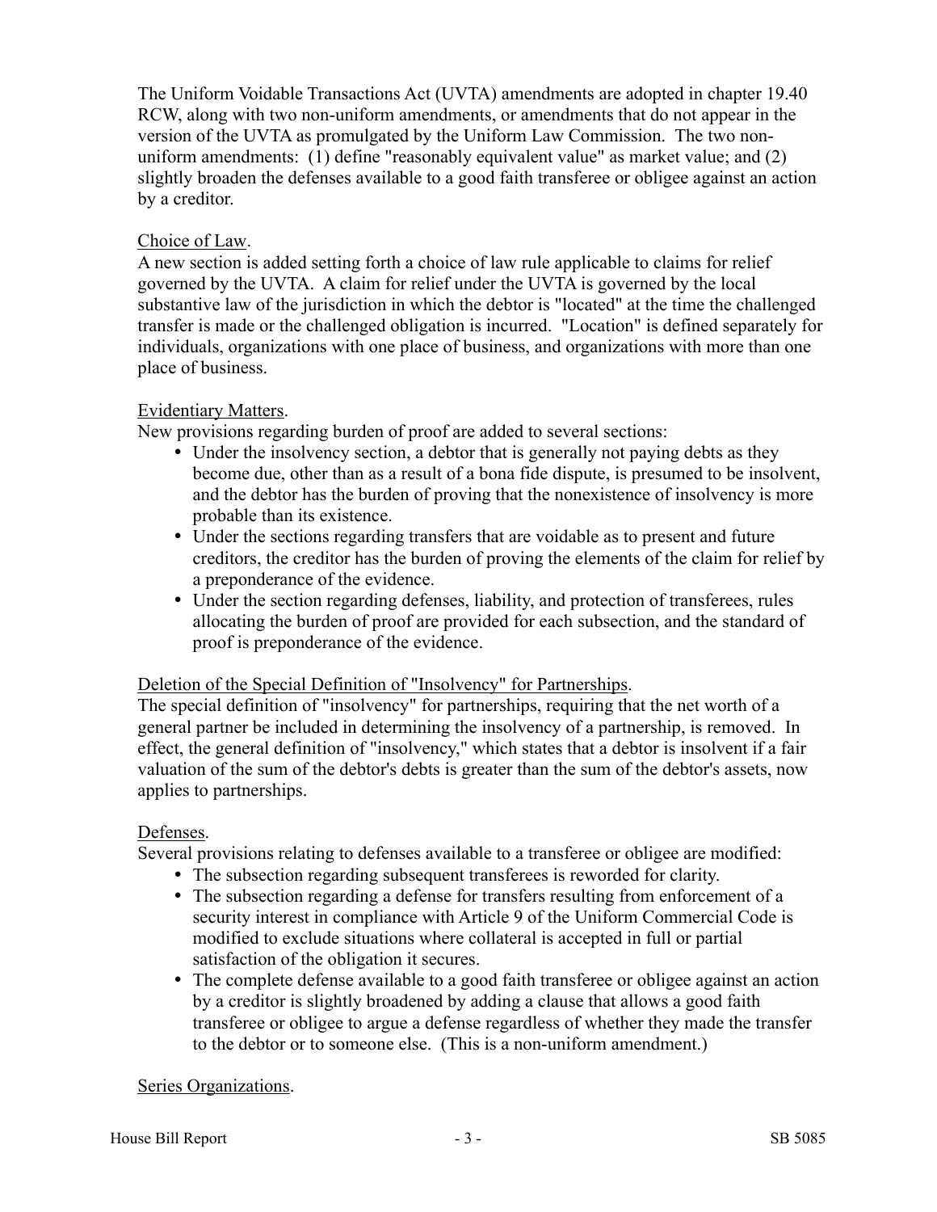The Uniform Voidable Transactions Act (UVTA) amendments are adopted in chapter 19.40 RCW, along with two non-uniform amendments, or amendments that do not appear in the version of the UVTA as promulgated by the Uniform Law Commission. The two non-uniform amendments: (1) define "reasonably equivalent value" as market value; and (2) slightly broaden the defenses available to a good faith transferee or obligee against an action by a creditor.

Choice of Law.

A new section is added setting forth a choice of law rule applicable to claims for relief governed by the UVTA. A claim for relief under the UVTA is governed by the local substantive law of the jurisdiction in which the debtor is "located" at the time the challenged transfer is made or the challenged obligation is incurred. "Location" is defined separately for individuals, organizations with one place of business, and organizations with more than one place of business.

Evidentiary Matters.

New provisions regarding burden of proof are added to several sections:

- Under the insolvency section, a debtor that is generally not paying debts as they become due, other than as a result of a bona fide dispute, is presumed to be insolvent, and the debtor has the burden of proving that the nonexistence of insolvency is more probable than its existence.
- Under the sections regarding transfers that are voidable as to present and future creditors, the creditor has the burden of proving the elements of the claim for relief by a preponderance of the evidence.
- Under the section regarding defenses, liability, and protection of transferees, rules allocating the burden of proof are provided for each subsection, and the standard of proof is preponderance of the evidence.

Deletion of the Special Definition of "Insolvency" for Partnerships.

The special definition of "insolvency" for partnerships, requiring that the net worth of a general partner be included in determining the insolvency of a partnership, is removed. In effect, the general definition of "insolvency," which states that a debtor is insolvent if a fair valuation of the sum of the debtor's debts is greater than the sum of the debtor's assets, now applies to partnerships.

Defenses.

Several provisions relating to defenses available to a transferee or obligee are modified:

- The subsection regarding subsequent transferees is reworded for clarity.
- The subsection regarding a defense for transfers resulting from enforcement of a security interest in compliance with Article 9 of the Uniform Commercial Code is modified to exclude situations where collateral is accepted in full or partial satisfaction of the obligation it secures.
- The complete defense available to a good faith transferee or obligee against an action by a creditor is slightly broadened by adding a clause that allows a good faith transferee or obligee to argue a defense regardless of whether they made the transfer to the debtor or to someone else. (This is a non-uniform amendment.)

Series Organizations.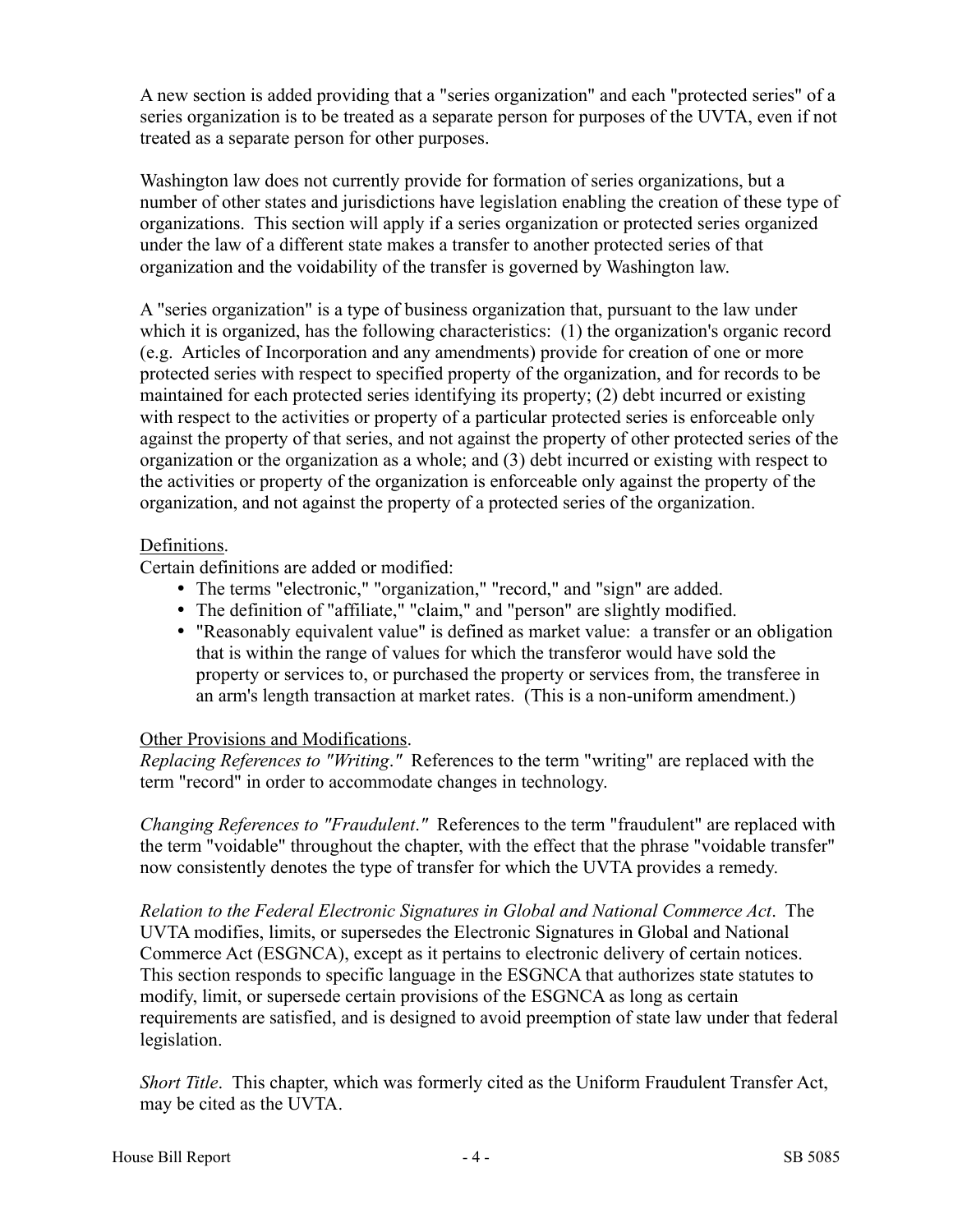A new section is added providing that a "series organization" and each "protected series" of a series organization is to be treated as a separate person for purposes of the UVTA, even if not treated as a separate person for other purposes.

Washington law does not currently provide for formation of series organizations, but a number of other states and jurisdictions have legislation enabling the creation of these type of organizations. This section will apply if a series organization or protected series organized under the law of a different state makes a transfer to another protected series of that organization and the voidability of the transfer is governed by Washington law.

A "series organization" is a type of business organization that, pursuant to the law under which it is organized, has the following characteristics: (1) the organization's organic record (e.g. Articles of Incorporation and any amendments) provide for creation of one or more protected series with respect to specified property of the organization, and for records to be maintained for each protected series identifying its property; (2) debt incurred or existing with respect to the activities or property of a particular protected series is enforceable only against the property of that series, and not against the property of other protected series of the organization or the organization as a whole; and (3) debt incurred or existing with respect to the activities or property of the organization is enforceable only against the property of the organization, and not against the property of a protected series of the organization.

Definitions.

Certain definitions are added or modified:

- The terms "electronic," "organization," "record," and "sign" are added.
- The definition of "affiliate," "claim," and "person" are slightly modified.
- "Reasonably equivalent value" is defined as market value: a transfer or an obligation that is within the range of values for which the transferor would have sold the property or services to, or purchased the property or services from, the transferee in an arm's length transaction at market rates. (This is a non-uniform amendment.)

Other Provisions and Modifications.

*Replacing References to "Writing."* References to the term "writing" are replaced with the term "record" in order to accommodate changes in technology.

*Changing References to "Fraudulent."* References to the term "fraudulent" are replaced with the term "voidable" throughout the chapter, with the effect that the phrase "voidable transfer" now consistently denotes the type of transfer for which the UVTA provides a remedy.

*Relation to the Federal Electronic Signatures in Global and National Commerce Act*. The UVTA modifies, limits, or supersedes the Electronic Signatures in Global and National Commerce Act (ESGNCA), except as it pertains to electronic delivery of certain notices. This section responds to specific language in the ESGNCA that authorizes state statutes to modify, limit, or supersede certain provisions of the ESGNCA as long as certain requirements are satisfied, and is designed to avoid preemption of state law under that federal legislation.

*Short Title*. This chapter, which was formerly cited as the Uniform Fraudulent Transfer Act, may be cited as the UVTA.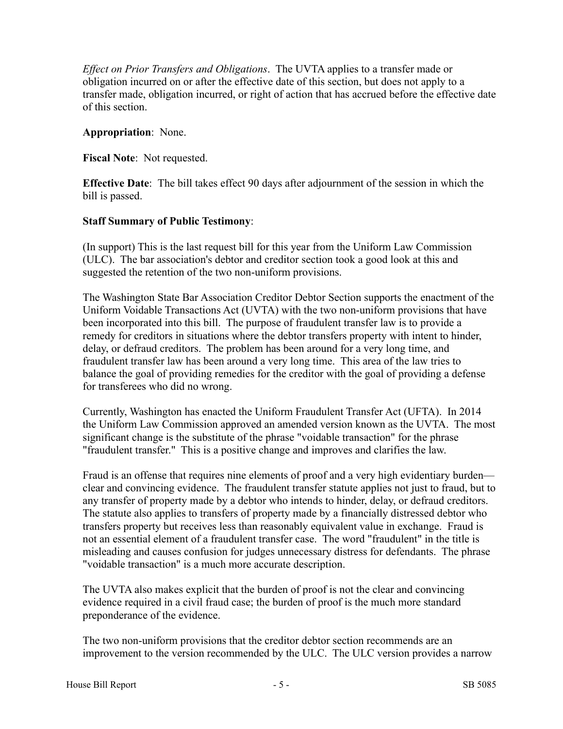*Effect on Prior Transfers and Obligations*. The UVTA applies to a transfer made or obligation incurred on or after the effective date of this section, but does not apply to a transfer made, obligation incurred, or right of action that has accrued before the effective date of this section.

**Appropriation**: None.

**Fiscal Note**: Not requested.

**Effective Date**: The bill takes effect 90 days after adjournment of the session in which the bill is passed.

**Staff Summary of Public Testimony**:

(In support) This is the last request bill for this year from the Uniform Law Commission (ULC). The bar association's debtor and creditor section took a good look at this and suggested the retention of the two non-uniform provisions.

The Washington State Bar Association Creditor Debtor Section supports the enactment of the Uniform Voidable Transactions Act (UVTA) with the two non-uniform provisions that have been incorporated into this bill. The purpose of fraudulent transfer law is to provide a remedy for creditors in situations where the debtor transfers property with intent to hinder, delay, or defraud creditors. The problem has been around for a very long time, and fraudulent transfer law has been around a very long time. This area of the law tries to balance the goal of providing remedies for the creditor with the goal of providing a defense for transferees who did no wrong.

Currently, Washington has enacted the Uniform Fraudulent Transfer Act (UFTA). In 2014 the Uniform Law Commission approved an amended version known as the UVTA. The most significant change is the substitute of the phrase "voidable transaction" for the phrase "fraudulent transfer." This is a positive change and improves and clarifies the law.

Fraud is an offense that requires nine elements of proof and a very high evidentiary burden—clear and convincing evidence. The fraudulent transfer statute applies not just to fraud, but to any transfer of property made by a debtor who intends to hinder, delay, or defraud creditors. The statute also applies to transfers of property made by a financially distressed debtor who transfers property but receives less than reasonably equivalent value in exchange. Fraud is not an essential element of a fraudulent transfer case. The word "fraudulent" in the title is misleading and causes confusion for judges unnecessary distress for defendants. The phrase "voidable transaction" is a much more accurate description.

The UVTA also makes explicit that the burden of proof is not the clear and convincing evidence required in a civil fraud case; the burden of proof is the much more standard preponderance of the evidence.

The two non-uniform provisions that the creditor debtor section recommends are an improvement to the version recommended by the ULC. The ULC version provides a narrow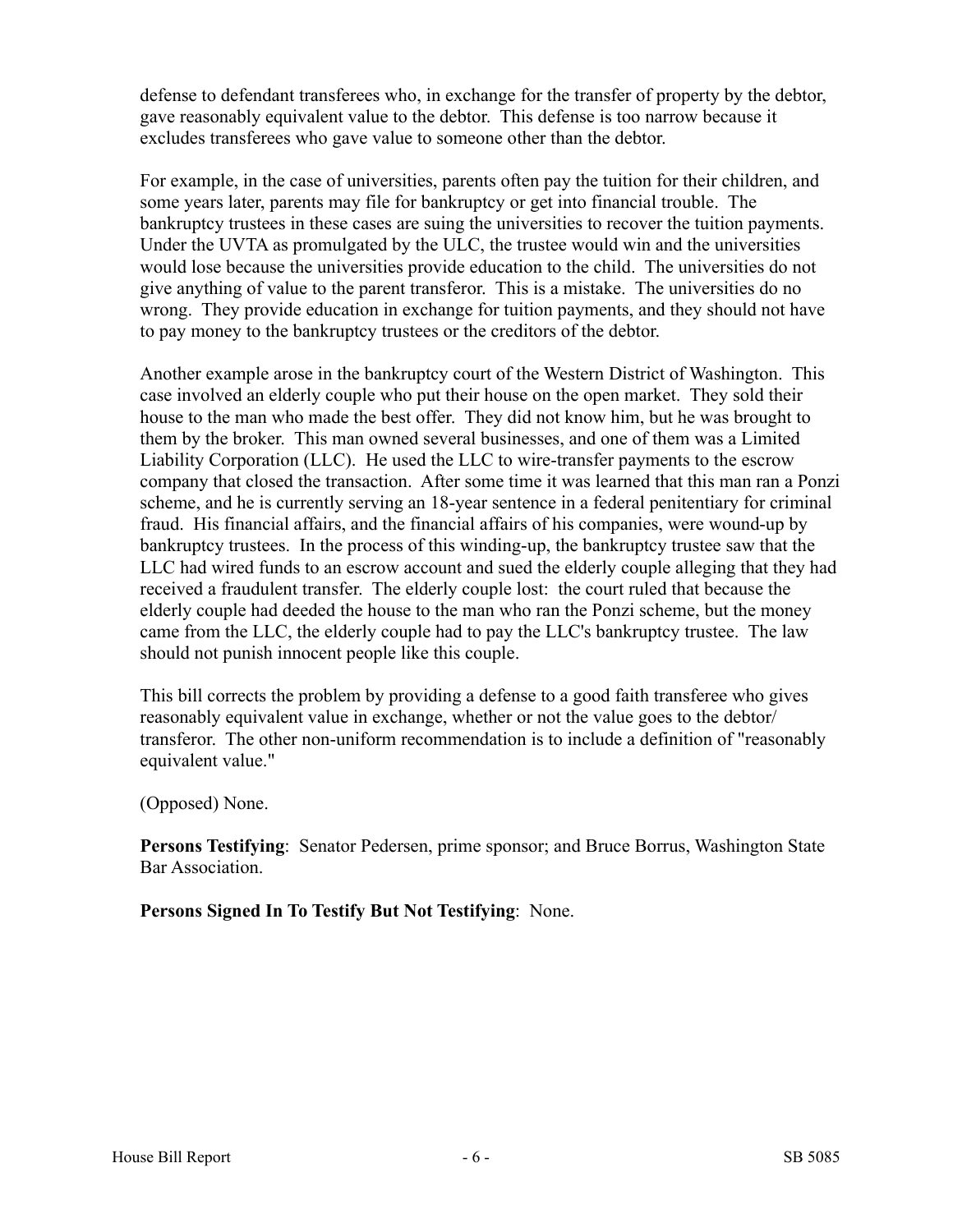defense to defendant transferees who, in exchange for the transfer of property by the debtor, gave reasonably equivalent value to the debtor. This defense is too narrow because it excludes transferees who gave value to someone other than the debtor.

For example, in the case of universities, parents often pay the tuition for their children, and some years later, parents may file for bankruptcy or get into financial trouble. The bankruptcy trustees in these cases are suing the universities to recover the tuition payments. Under the UVTA as promulgated by the ULC, the trustee would win and the universities would lose because the universities provide education to the child. The universities do not give anything of value to the parent transferor. This is a mistake. The universities do no wrong. They provide education in exchange for tuition payments, and they should not have to pay money to the bankruptcy trustees or the creditors of the debtor.

Another example arose in the bankruptcy court of the Western District of Washington. This case involved an elderly couple who put their house on the open market. They sold their house to the man who made the best offer. They did not know him, but he was brought to them by the broker. This man owned several businesses, and one of them was a Limited Liability Corporation (LLC). He used the LLC to wire-transfer payments to the escrow company that closed the transaction. After some time it was learned that this man ran a Ponzi scheme, and he is currently serving an 18-year sentence in a federal penitentiary for criminal fraud. His financial affairs, and the financial affairs of his companies, were wound-up by bankruptcy trustees. In the process of this winding-up, the bankruptcy trustee saw that the LLC had wired funds to an escrow account and sued the elderly couple alleging that they had received a fraudulent transfer. The elderly couple lost: the court ruled that because the elderly couple had deeded the house to the man who ran the Ponzi scheme, but the money came from the LLC, the elderly couple had to pay the LLC's bankruptcy trustee. The law should not punish innocent people like this couple.

This bill corrects the problem by providing a defense to a good faith transferee who gives reasonably equivalent value in exchange, whether or not the value goes to the debtor/ transferor. The other non-uniform recommendation is to include a definition of "reasonably equivalent value."

(Opposed) None.

**Persons Testifying**: Senator Pedersen, prime sponsor; and Bruce Borrus, Washington State Bar Association.

**Persons Signed In To Testify But Not Testifying**: None.